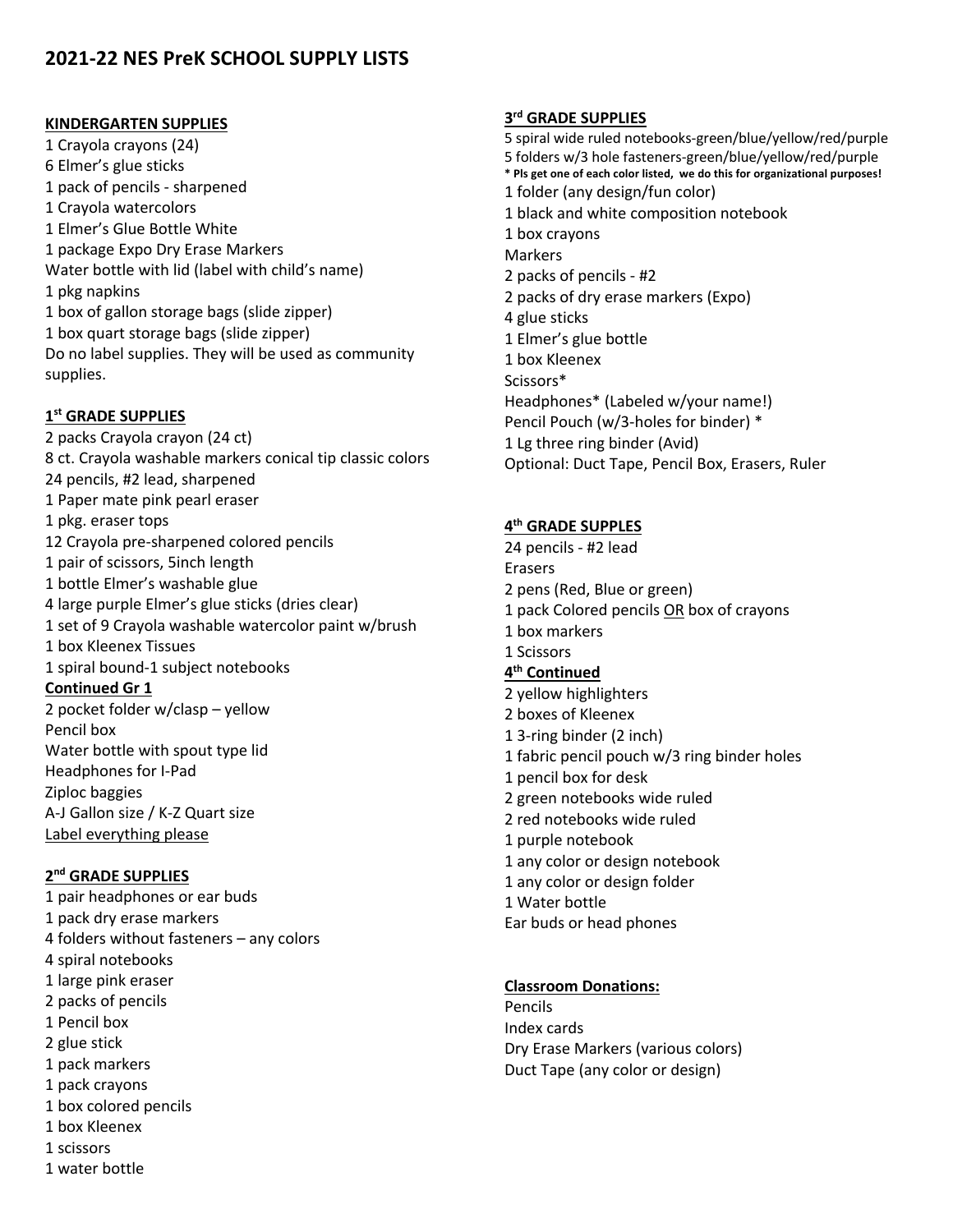# 2021-22 NES PreK SCHOOL SUPPLY LISTS

## KINDERGARTEN SUPPLIES

1 Crayola crayons (24)
6 Elmer's glue sticks
1 pack of pencils - sharpened
1 Crayola watercolors
1 Elmer's Glue Bottle White
1 package Expo Dry Erase Markers
Water bottle with lid (label with child's name)
1 pkg napkins
1 box of gallon storage bags (slide zipper)
1 box quart storage bags (slide zipper)
Do no label supplies. They will be used as community supplies.

## 1st GRADE SUPPLIES

2 packs Crayola crayon (24 ct)
8 ct. Crayola washable markers conical tip classic colors
24 pencils, #2 lead, sharpened
1 Paper mate pink pearl eraser
1 pkg. eraser tops
12 Crayola pre-sharpened colored pencils
1 pair of scissors, 5inch length
1 bottle Elmer's washable glue
4 large purple Elmer's glue sticks (dries clear)
1 set of 9 Crayola washable watercolor paint w/brush
1 box Kleenex Tissues
1 spiral bound-1 subject notebooks

**Continued Gr 1**

2 pocket folder w/clasp – yellow
Pencil box
Water bottle with spout type lid
Headphones for I-Pad
Ziploc baggies
A-J Gallon size / K-Z Quart size
Label everything please

## 2nd GRADE SUPPLIES

1 pair headphones or ear buds
1 pack dry erase markers
4 folders without fasteners – any colors
4 spiral notebooks
1 large pink eraser
2 packs of pencils
1 Pencil box
2 glue stick
1 pack markers
1 pack crayons
1 box colored pencils
1 box Kleenex
1 scissors
1 water bottle

## 3rd GRADE SUPPLIES

5 spiral wide ruled notebooks-green/blue/yellow/red/purple
5 folders w/3 hole fasteners-green/blue/yellow/red/purple
**\* Pls get one of each color listed, we do this for organizational purposes!**
1 folder (any design/fun color)
1 black and white composition notebook
1 box crayons
Markers
2 packs of pencils - #2
2 packs of dry erase markers (Expo)
4 glue sticks
1 Elmer's glue bottle
1 box Kleenex
Scissors*
Headphones* (Labeled w/your name!)
Pencil Pouch (w/3-holes for binder) *
1 Lg three ring binder (Avid)
Optional: Duct Tape, Pencil Box, Erasers, Ruler

## 4th GRADE SUPPLES

24 pencils - #2 lead
Erasers
2 pens (Red, Blue or green)
1 pack Colored pencils OR box of crayons
1 box markers
1 Scissors

**4th Continued**

2 yellow highlighters
2 boxes of Kleenex
1 3-ring binder (2 inch)
1 fabric pencil pouch w/3 ring binder holes
1 pencil box for desk
2 green notebooks wide ruled
2 red notebooks wide ruled
1 purple notebook
1 any color or design notebook
1 any color or design folder
1 Water bottle
Ear buds or head phones

## Classroom Donations:

Pencils
Index cards
Dry Erase Markers (various colors)
Duct Tape (any color or design)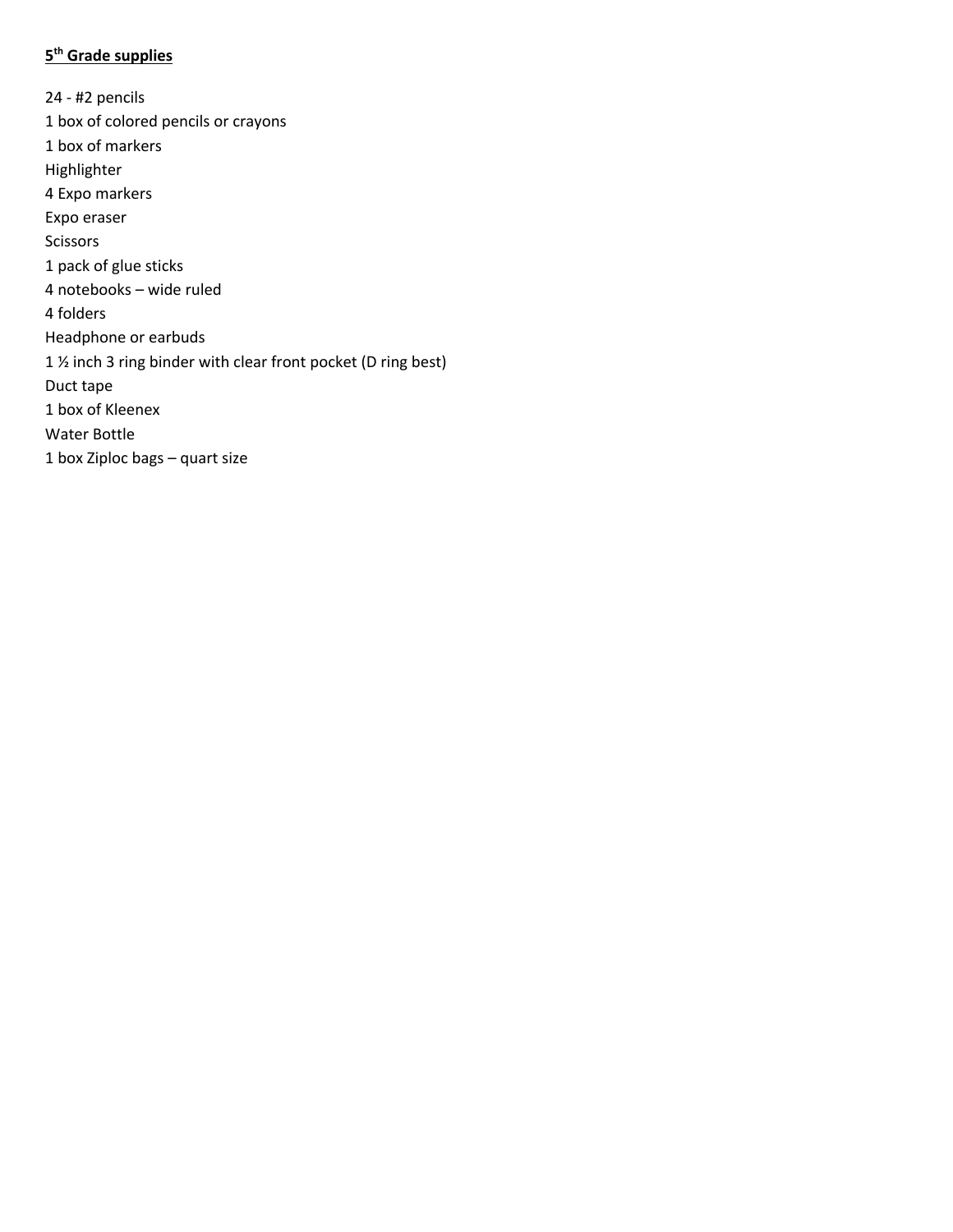**5th Grade supplies**

24 - #2 pencils
1 box of colored pencils or crayons
1 box of markers
Highlighter
4 Expo markers
Expo eraser
Scissors
1 pack of glue sticks
4 notebooks – wide ruled
4 folders
Headphone or earbuds
1 ½ inch 3 ring binder with clear front pocket (D ring best)
Duct tape
1 box of Kleenex
Water Bottle
1 box Ziploc bags – quart size